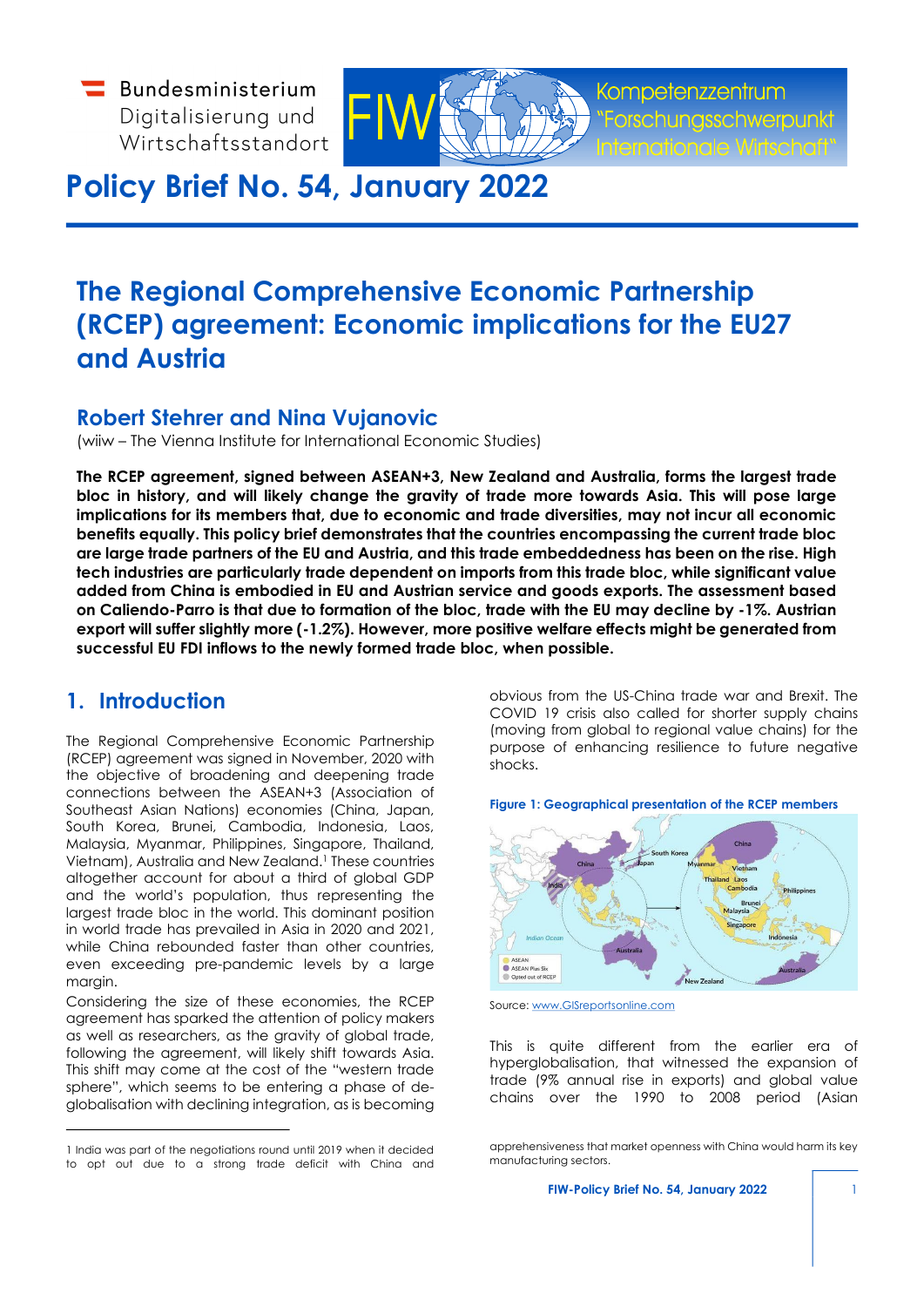# Policy Brief No. 54, January 2022

## The Regional Comprehensive Economic Partnership (RCEP) agreement: Economic implications for the EU27 and Austria

### Robert Stehrer and Nina Vujanovic

(wiiw – The Vienna Institute for International Economic Studies)

**The RCEP agreement, signed between ASEAN+3, New Zealand and Australia, forms the largest trade bloc in history, and will likely change the gravity of trade more towards Asia. This will pose large implications for its members that, due to economic and trade diversities, may not incur all economic benefits equally. This policy brief demonstrates that the countries encompassing the current trade bloc are large trade partners of the EU and Austria, and this trade embeddedness has been on the rise. High tech industries are particularly trade dependent on imports from this trade bloc, while significant value added from China is embodied in EU and Austrian service and goods exports. The assessment based on Caliendo-Parro is that due to formation of the bloc, trade with the EU may decline by -1%. Austrian export will suffer slightly more (-1.2%). However, more positive welfare effects might be generated from successful EU FDI inflows to the newly formed trade bloc, when possible.**

## 1. Introduction

The Regional Comprehensive Economic Partnership (RCEP) agreement was signed in November, 2020 with the objective of broadening and deepening trade connections between the ASEAN+3 (Association of Southeast Asian Nations) economies (China, Japan, South Korea, Brunei, Cambodia, Indonesia, Laos, Malaysia, Myanmar, Philippines, Singapore, Thailand, Vietnam), Australia and New Zealand.[1] These countries altogether account for about a third of global GDP and the world's population, thus representing the largest trade bloc in the world. This dominant position in world trade has prevailed in Asia in 2020 and 2021, while China rebounded faster than other countries, even exceeding pre-pandemic levels by a large margin.

Considering the size of these economies, the RCEP agreement has sparked the attention of policy makers as well as researchers, as the gravity of global trade, following the agreement, will likely shift towards Asia. This shift may come at the cost of the "western trade sphere", which seems to be entering a phase of de-globalisation with declining integration, as is becoming obvious from the US-China trade war and Brexit. The COVID 19 crisis also called for shorter supply chains (moving from global to regional value chains) for the purpose of enhancing resilience to future negative shocks.

**Figure 1: Geographical presentation of the RCEP members**

Source: www.GISreportsonline.com

This is quite different from the earlier era of hyperglobalisation, that witnessed the expansion of trade (9% annual rise in exports) and global value chains over the 1990 to 2008 period (Asian

---

[1] India was part of the negotiations round until 2019 when it decided to opt out due to a strong trade deficit with China and apprehensiveness that market openness with China would harm its key manufacturing sectors.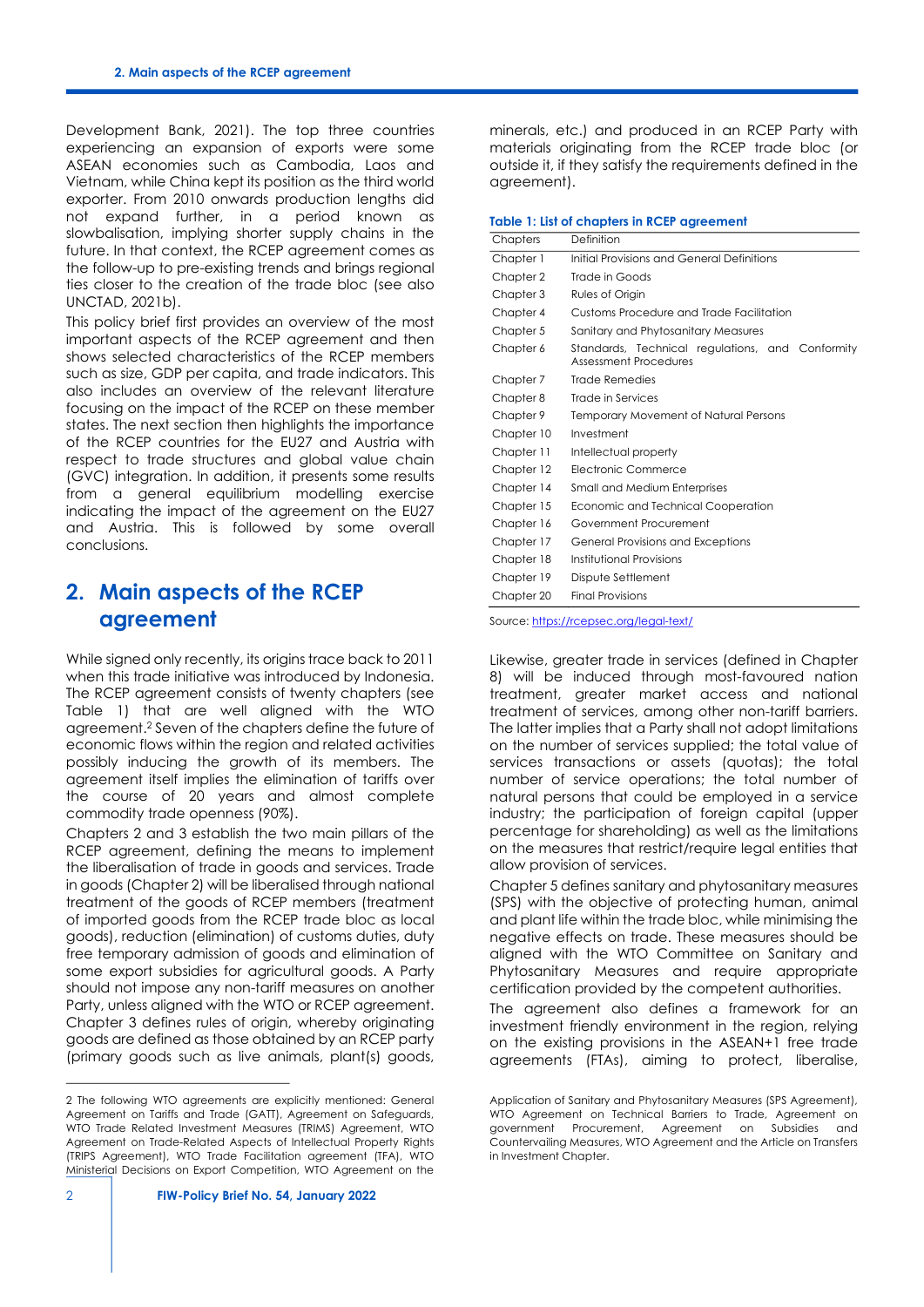Development Bank, 2021). The top three countries experiencing an expansion of exports were some ASEAN economies such as Cambodia, Laos and Vietnam, while China kept its position as the third world exporter. From 2010 onwards production lengths did not expand further, in a period known as slowbalisation, implying shorter supply chains in the future. In that context, the RCEP agreement comes as the follow-up to pre-existing trends and brings regional ties closer to the creation of the trade bloc (see also UNCTAD, 2021b).

This policy brief first provides an overview of the most important aspects of the RCEP agreement and then shows selected characteristics of the RCEP members such as size, GDP per capita, and trade indicators. This also includes an overview of the relevant literature focusing on the impact of the RCEP on these member states. The next section then highlights the importance of the RCEP countries for the EU27 and Austria with respect to trade structures and global value chain (GVC) integration. In addition, it presents some results from a general equilibrium modelling exercise indicating the impact of the agreement on the EU27 and Austria. This is followed by some overall conclusions.

## 2. Main aspects of the RCEP agreement

While signed only recently, its origins trace back to 2011 when this trade initiative was introduced by Indonesia. The RCEP agreement consists of twenty chapters (see Table 1) that are well aligned with the WTO agreement.[2] Seven of the chapters define the future of economic flows within the region and related activities possibly inducing the growth of its members. The agreement itself implies the elimination of tariffs over the course of 20 years and almost complete commodity trade openness (90%).

Chapters 2 and 3 establish the two main pillars of the RCEP agreement, defining the means to implement the liberalisation of trade in goods and services. Trade in goods (Chapter 2) will be liberalised through national treatment of the goods of RCEP members (treatment of imported goods from the RCEP trade bloc as local goods), reduction (elimination) of customs duties, duty free temporary admission of goods and elimination of some export subsidies for agricultural goods. A Party should not impose any non-tariff measures on another Party, unless aligned with the WTO or RCEP agreement. Chapter 3 defines rules of origin, whereby originating goods are defined as those obtained by an RCEP party (primary goods such as live animals, plant(s) goods, minerals, etc.) and produced in an RCEP Party with materials originating from the RCEP trade bloc (or outside it, if they satisfy the requirements defined in the agreement).

**Table 1: List of chapters in RCEP agreement**

| Chapters | Definition |
|---|---|
| Chapter 1 | Initial Provisions and General Definitions |
| Chapter 2 | Trade in Goods |
| Chapter 3 | Rules of Origin |
| Chapter 4 | Customs Procedure and Trade Facilitation |
| Chapter 5 | Sanitary and Phytosanitary Measures |
| Chapter 6 | Standards, Technical regulations, and Conformity Assessment Procedures |
| Chapter 7 | Trade Remedies |
| Chapter 8 | Trade in Services |
| Chapter 9 | Temporary Movement of Natural Persons |
| Chapter 10 | Investment |
| Chapter 11 | Intellectual property |
| Chapter 12 | Electronic Commerce |
| Chapter 14 | Small and Medium Enterprises |
| Chapter 15 | Economic and Technical Cooperation |
| Chapter 16 | Government Procurement |
| Chapter 17 | General Provisions and Exceptions |
| Chapter 18 | Institutional Provisions |
| Chapter 19 | Dispute Settlement |
| Chapter 20 | Final Provisions |

Source: https://rcepsec.org/legal-text/

Likewise, greater trade in services (defined in Chapter 8) will be induced through most-favoured nation treatment, greater market access and national treatment of services, among other non-tariff barriers. The latter implies that a Party shall not adopt limitations on the number of services supplied; the total value of services transactions or assets (quotas); the total number of service operations; the total number of natural persons that could be employed in a service industry; the participation of foreign capital (upper percentage for shareholding) as well as the limitations on the measures that restrict/require legal entities that allow provision of services.

Chapter 5 defines sanitary and phytosanitary measures (SPS) with the objective of protecting human, animal and plant life within the trade bloc, while minimising the negative effects on trade. These measures should be aligned with the WTO Committee on Sanitary and Phytosanitary Measures and require appropriate certification provided by the competent authorities.

The agreement also defines a framework for an investment friendly environment in the region, relying on the existing provisions in the ASEAN+1 free trade agreements (FTAs), aiming to protect, liberalise,

---

2 The following WTO agreements are explicitly mentioned: General Agreement on Tariffs and Trade (GATT), Agreement on Safeguards, WTO Trade Related Investment Measures (TRIMS) Agreement, WTO Agreement on Trade-Related Aspects of Intellectual Property Rights (TRIPS Agreement), WTO Trade Facilitation agreement (TFA), WTO Ministerial Decisions on Export Competition, WTO Agreement on the Application of Sanitary and Phytosanitary Measures (SPS Agreement), WTO Agreement on Technical Barriers to Trade, Agreement on government Procurement, Agreement on Subsidies and Countervailing Measures, WTO Agreement and the Article on Transfers in Investment Chapter.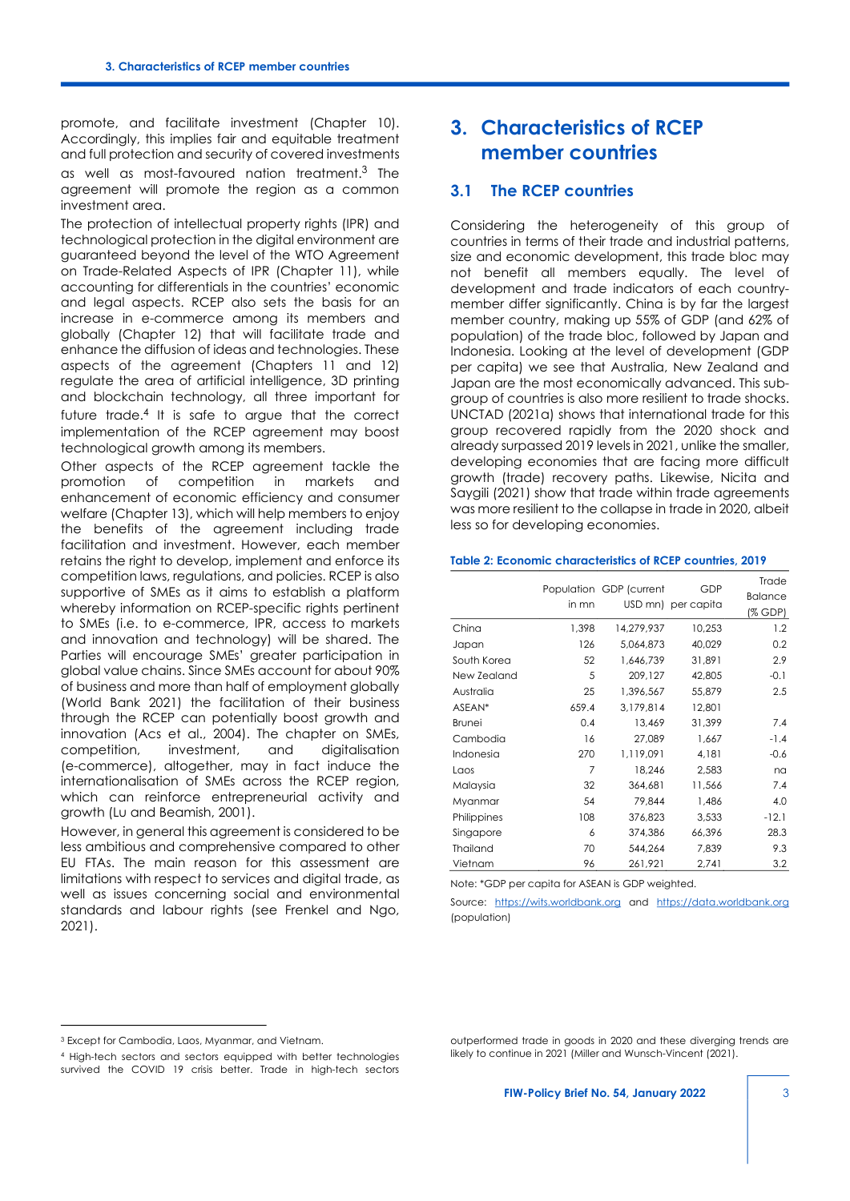promote, and facilitate investment (Chapter 10). Accordingly, this implies fair and equitable treatment and full protection and security of covered investments as well as most-favoured nation treatment.[3] The agreement will promote the region as a common investment area.

The protection of intellectual property rights (IPR) and technological protection in the digital environment are guaranteed beyond the level of the WTO Agreement on Trade-Related Aspects of IPR (Chapter 11), while accounting for differentials in the countries' economic and legal aspects. RCEP also sets the basis for an increase in e-commerce among its members and globally (Chapter 12) that will facilitate trade and enhance the diffusion of ideas and technologies. These aspects of the agreement (Chapters 11 and 12) regulate the area of artificial intelligence, 3D printing and blockchain technology, all three important for future trade.[4] It is safe to argue that the correct implementation of the RCEP agreement may boost technological growth among its members.

Other aspects of the RCEP agreement tackle the promotion of competition in markets and enhancement of economic efficiency and consumer welfare (Chapter 13), which will help members to enjoy the benefits of the agreement including trade facilitation and investment. However, each member retains the right to develop, implement and enforce its competition laws, regulations, and policies. RCEP is also supportive of SMEs as it aims to establish a platform whereby information on RCEP-specific rights pertinent to SMEs (i.e. to e-commerce, IPR, access to markets and innovation and technology) will be shared. The Parties will encourage SMEs' greater participation in global value chains. Since SMEs account for about 90% of business and more than half of employment globally (World Bank 2021) the facilitation of their business through the RCEP can potentially boost growth and innovation (Acs et al., 2004). The chapter on SMEs, competition, investment, and digitalisation (e-commerce), altogether, may in fact induce the internationalisation of SMEs across the RCEP region, which can reinforce entrepreneurial activity and growth (Lu and Beamish, 2001).

However, in general this agreement is considered to be less ambitious and comprehensive compared to other EU FTAs. The main reason for this assessment are limitations with respect to services and digital trade, as well as issues concerning social and environmental standards and labour rights (see Frenkel and Ngo, 2021).

# 3. Characteristics of RCEP member countries

## 3.1 The RCEP countries

Considering the heterogeneity of this group of countries in terms of their trade and industrial patterns, size and economic development, this trade bloc may not benefit all members equally. The level of development and trade indicators of each country-member differ significantly. China is by far the largest member country, making up 55% of GDP (and 62% of population) of the trade bloc, followed by Japan and Indonesia. Looking at the level of development (GDP per capita) we see that Australia, New Zealand and Japan are the most economically advanced. This sub-group of countries is also more resilient to trade shocks. UNCTAD (2021a) shows that international trade for this group recovered rapidly from the 2020 shock and already surpassed 2019 levels in 2021, unlike the smaller, developing economies that are facing more difficult growth (trade) recovery paths. Likewise, Nicita and Saygili (2021) show that trade within trade agreements was more resilient to the collapse in trade in 2020, albeit less so for developing economies.

**Table 2: Economic characteristics of RCEP countries, 2019**

| | Population in mn | GDP (current USD mn) | GDP per capita | Trade Balance (% GDP) |
|---|---|---|---|---|
| China | 1,398 | 14,279,937 | 10,253 | 1.2 |
| Japan | 126 | 5,064,873 | 40,029 | 0.2 |
| South Korea | 52 | 1,646,739 | 31,891 | 2.9 |
| New Zealand | 5 | 209,127 | 42,805 | -0.1 |
| Australia | 25 | 1,396,567 | 55,879 | 2.5 |
| ASEAN* | 659.4 | 3,179,814 | 12,801 | |
| Brunei | 0.4 | 13,469 | 31,399 | 7.4 |
| Cambodia | 16 | 27,089 | 1,667 | -1.4 |
| Indonesia | 270 | 1,119,091 | 4,181 | -0.6 |
| Laos | 7 | 18,246 | 2,583 | na |
| Malaysia | 32 | 364,681 | 11,566 | 7.4 |
| Myanmar | 54 | 79,844 | 1,486 | 4.0 |
| Philippines | 108 | 376,823 | 3,533 | -12.1 |
| Singapore | 6 | 374,386 | 66,396 | 28.3 |
| Thailand | 70 | 544,264 | 7,839 | 9.3 |
| Vietnam | 96 | 261,921 | 2,741 | 3.2 |

Note: *GDP per capita for ASEAN is GDP weighted.

Source: https://wits.worldbank.org and https://data.worldbank.org (population)

---

[3] Except for Cambodia, Laos, Myanmar, and Vietnam.

[4] High-tech sectors and sectors equipped with better technologies survived the COVID 19 crisis better. Trade in high-tech sectors outperformed trade in goods in 2020 and these diverging trends are likely to continue in 2021 (Miller and Wunsch-Vincent (2021).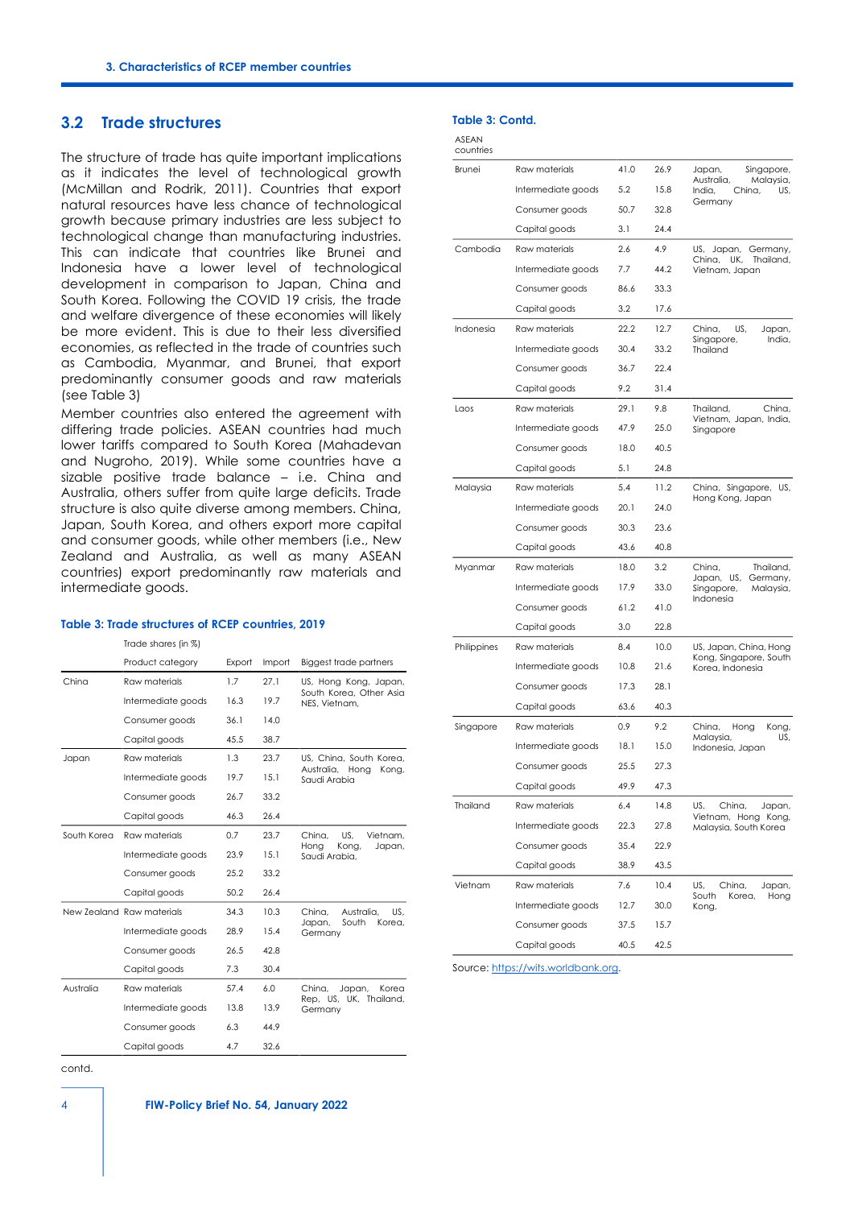## 3.2 Trade structures

The structure of trade has quite important implications as it indicates the level of technological growth (McMillan and Rodrik, 2011). Countries that export natural resources have less chance of technological growth because primary industries are less subject to technological change than manufacturing industries. This can indicate that countries like Brunei and Indonesia have a lower level of technological development in comparison to Japan, China and South Korea. Following the COVID 19 crisis, the trade and welfare divergence of these economies will likely be more evident. This is due to their less diversified economies, as reflected in the trade of countries such as Cambodia, Myanmar, and Brunei, that export predominantly consumer goods and raw materials (see Table 3)

Member countries also entered the agreement with differing trade policies. ASEAN countries had much lower tariffs compared to South Korea (Mahadevan and Nugroho, 2019). While some countries have a sizable positive trade balance – i.e. China and Australia, others suffer from quite large deficits. Trade structure is also quite diverse among members. China, Japan, South Korea, and others export more capital and consumer goods, while other members (i.e., New Zealand and Australia, as well as many ASEAN countries) export predominantly raw materials and intermediate goods.

**Table 3: Trade structures of RCEP countries, 2019**

| | Trade shares (in %) | | | |
|---|---|---|---|---|
| | Product category | Export | Import | Biggest trade partners |
| China | Raw materials | 1.7 | 27.1 | US, Hong Kong, Japan, South Korea, Other Asia NES, Vietnam, |
| | Intermediate goods | 16.3 | 19.7 | |
| | Consumer goods | 36.1 | 14.0 | |
| | Capital goods | 45.5 | 38.7 | |
| Japan | Raw materials | 1.3 | 23.7 | US, China, South Korea, Australia, Hong Kong, Saudi Arabia |
| | Intermediate goods | 19.7 | 15.1 | |
| | Consumer goods | 26.7 | 33.2 | |
| | Capital goods | 46.3 | 26.4 | |
| South Korea | Raw materials | 0.7 | 23.7 | China, US, Vietnam, Hong Kong, Japan, Saudi Arabia, |
| | Intermediate goods | 23.9 | 15.1 | |
| | Consumer goods | 25.2 | 33.2 | |
| | Capital goods | 50.2 | 26.4 | |
| New Zealand | Raw materials | 34.3 | 10.3 | China, Australia, US, Japan, South Korea, Germany |
| | Intermediate goods | 28.9 | 15.4 | |
| | Consumer goods | 26.5 | 42.8 | |
| | Capital goods | 7.3 | 30.4 | |
| Australia | Raw materials | 57.4 | 6.0 | China, Japan, Korea Rep, US, UK, Thailand, Germany |
| | Intermediate goods | 13.8 | 13.9 | |
| | Consumer goods | 6.3 | 44.9 | |
| | Capital goods | 4.7 | 32.6 | |

contd.

**Table 3: Contd.**

| ASEAN countries | | | | |
|---|---|---|---|---|
| Brunei | Raw materials | 41.0 | 26.9 | Japan, Singapore, Australia, Malaysia, India, China, US, Germany |
| | Intermediate goods | 5.2 | 15.8 | |
| | Consumer goods | 50.7 | 32.8 | |
| | Capital goods | 3.1 | 24.4 | |
| Cambodia | Raw materials | 2.6 | 4.9 | US, Japan, Germany, China, UK, Thailand, Vietnam, Japan |
| | Intermediate goods | 7.7 | 44.2 | |
| | Consumer goods | 86.6 | 33.3 | |
| | Capital goods | 3.2 | 17.6 | |
| Indonesia | Raw materials | 22.2 | 12.7 | China, US, Japan, Singapore, India, Thailand |
| | Intermediate goods | 30.4 | 33.2 | |
| | Consumer goods | 36.7 | 22.4 | |
| | Capital goods | 9.2 | 31.4 | |
| Laos | Raw materials | 29.1 | 9.8 | Thailand, China, Vietnam, Japan, India, Singapore |
| | Intermediate goods | 47.9 | 25.0 | |
| | Consumer goods | 18.0 | 40.5 | |
| | Capital goods | 5.1 | 24.8 | |
| Malaysia | Raw materials | 5.4 | 11.2 | China, Singapore, US, Hong Kong, Japan |
| | Intermediate goods | 20.1 | 24.0 | |
| | Consumer goods | 30.3 | 23.6 | |
| | Capital goods | 43.6 | 40.8 | |
| Myanmar | Raw materials | 18.0 | 3.2 | China, Thailand, Japan, US, Germany, Singapore, Malaysia, Indonesia |
| | Intermediate goods | 17.9 | 33.0 | |
| | Consumer goods | 61.2 | 41.0 | |
| | Capital goods | 3.0 | 22.8 | |
| Philippines | Raw materials | 8.4 | 10.0 | US, Japan, China, Hong Kong, Singapore, South Korea, Indonesia |
| | Intermediate goods | 10.8 | 21.6 | |
| | Consumer goods | 17.3 | 28.1 | |
| | Capital goods | 63.6 | 40.3 | |
| Singapore | Raw materials | 0.9 | 9.2 | China, Hong Kong, Malaysia, US, Indonesia, Japan |
| | Intermediate goods | 18.1 | 15.0 | |
| | Consumer goods | 25.5 | 27.3 | |
| | Capital goods | 49.9 | 47.3 | |
| Thailand | Raw materials | 6.4 | 14.8 | US, China, Japan, Vietnam, Hong Kong, Malaysia, South Korea |
| | Intermediate goods | 22.3 | 27.8 | |
| | Consumer goods | 35.4 | 22.9 | |
| | Capital goods | 38.9 | 43.5 | |
| Vietnam | Raw materials | 7.6 | 10.4 | US, China, Japan, South Korea, Hong Kong, |
| | Intermediate goods | 12.7 | 30.0 | |
| | Consumer goods | 37.5 | 15.7 | |
| | Capital goods | 40.5 | 42.5 | |

Source: https://wits.worldbank.org.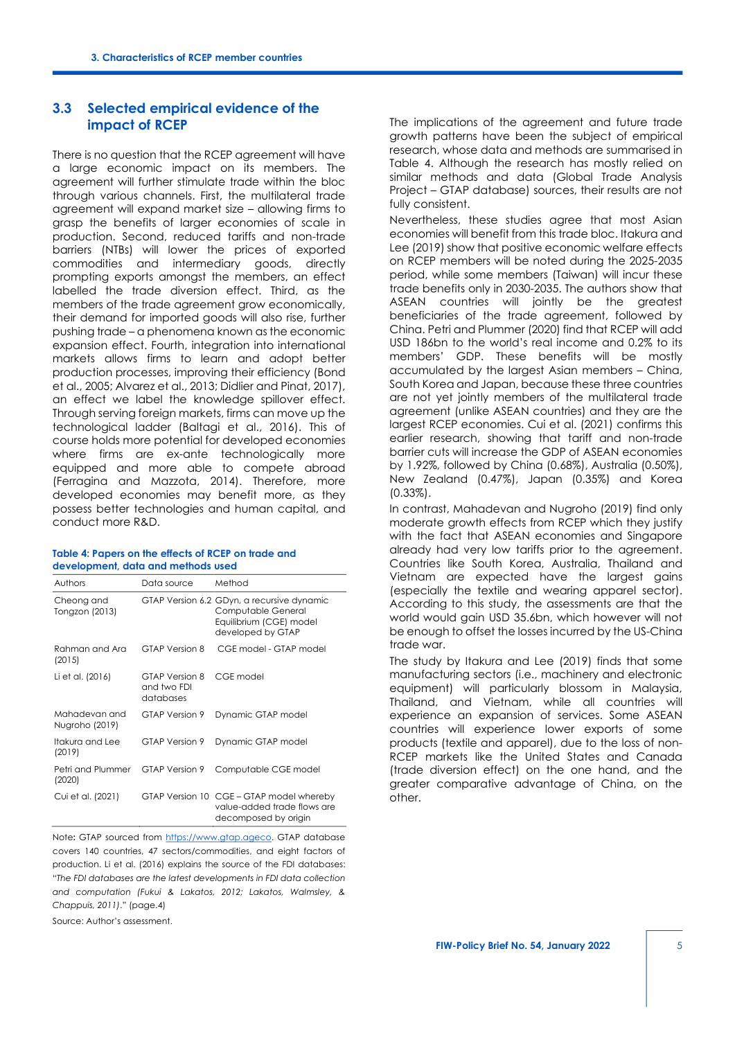## 3.3 Selected empirical evidence of the impact of RCEP

There is no question that the RCEP agreement will have a large economic impact on its members. The agreement will further stimulate trade within the bloc through various channels. First, the multilateral trade agreement will expand market size – allowing firms to grasp the benefits of larger economies of scale in production. Second, reduced tariffs and non-trade barriers (NTBs) will lower the prices of exported commodities and intermediary goods, directly prompting exports amongst the members, an effect labelled the trade diversion effect. Third, as the members of the trade agreement grow economically, their demand for imported goods will also rise, further pushing trade – a phenomena known as the economic expansion effect. Fourth, integration into international markets allows firms to learn and adopt better production processes, improving their efficiency (Bond et al., 2005; Alvarez et al., 2013; Didlier and Pinat, 2017), an effect we label the knowledge spillover effect. Through serving foreign markets, firms can move up the technological ladder (Baltagi et al., 2016). This of course holds more potential for developed economies where firms are ex-ante technologically more equipped and more able to compete abroad (Ferragina and Mazzota, 2014). Therefore, more developed economies may benefit more, as they possess better technologies and human capital, and conduct more R&D.

**Table 4: Papers on the effects of RCEP on trade and development, data and methods used**

| Authors | Data source | Method |
| --- | --- | --- |
| Cheong and Tongzon (2013) | GTAP Version 6.2 | GDyn, a recursive dynamic Computable General Equilibrium (CGE) model developed by GTAP |
| Rahman and Ara (2015) | GTAP Version 8 | CGE model - GTAP model |
| Li et al. (2016) | GTAP Version 8 and two FDI databases | CGE model |
| Mahadevan and Nugroho (2019) | GTAP Version 9 | Dynamic GTAP model |
| Itakura and Lee (2019) | GTAP Version 9 | Dynamic GTAP model |
| Petri and Plummer (2020) | GTAP Version 9 | Computable CGE model |
| Cui et al. (2021) | GTAP Version 10 | CGE – GTAP model whereby value-added trade flows are decomposed by origin |

**Note:** GTAP sourced from https://www.gtap.ageco. GTAP database covers 140 countries, 47 sectors/commodities, and eight factors of production. Li et al. (2016) explains the source of the FDI databases: "*The FDI databases are the latest developments in FDI data collection and computation (Fukui & Lakatos, 2012; Lakatos, Walmsley, & Chappuis, 2011).*" (page.4)

Source: Author's assessment.

The implications of the agreement and future trade growth patterns have been the subject of empirical research, whose data and methods are summarised in Table 4. Although the research has mostly relied on similar methods and data (Global Trade Analysis Project – GTAP database) sources, their results are not fully consistent.

Nevertheless, these studies agree that most Asian economies will benefit from this trade bloc. Itakura and Lee (2019) show that positive economic welfare effects on RCEP members will be noted during the 2025-2035 period, while some members (Taiwan) will incur these trade benefits only in 2030-2035. The authors show that ASEAN countries will jointly be the greatest beneficiaries of the trade agreement, followed by China. Petri and Plummer (2020) find that RCEP will add USD 186bn to the world's real income and 0.2% to its members' GDP. These benefits will be mostly accumulated by the largest Asian members – China, South Korea and Japan, because these three countries are not yet jointly members of the multilateral trade agreement (unlike ASEAN countries) and they are the largest RCEP economies. Cui et al. (2021) confirms this earlier research, showing that tariff and non-trade barrier cuts will increase the GDP of ASEAN economies by 1.92%, followed by China (0.68%), Australia (0.50%), New Zealand (0.47%), Japan (0.35%) and Korea (0.33%).

In contrast, Mahadevan and Nugroho (2019) find only moderate growth effects from RCEP which they justify with the fact that ASEAN economies and Singapore already had very low tariffs prior to the agreement. Countries like South Korea, Australia, Thailand and Vietnam are expected have the largest gains (especially the textile and wearing apparel sector). According to this study, the assessments are that the world would gain USD 35.6bn, which however will not be enough to offset the losses incurred by the US-China trade war.

The study by Itakura and Lee (2019) finds that some manufacturing sectors (i.e., machinery and electronic equipment) will particularly blossom in Malaysia, Thailand, and Vietnam, while all countries will experience an expansion of services. Some ASEAN countries will experience lower exports of some products (textile and apparel), due to the loss of non-RCEP markets like the United States and Canada (trade diversion effect) on the one hand, and the greater comparative advantage of China, on the other.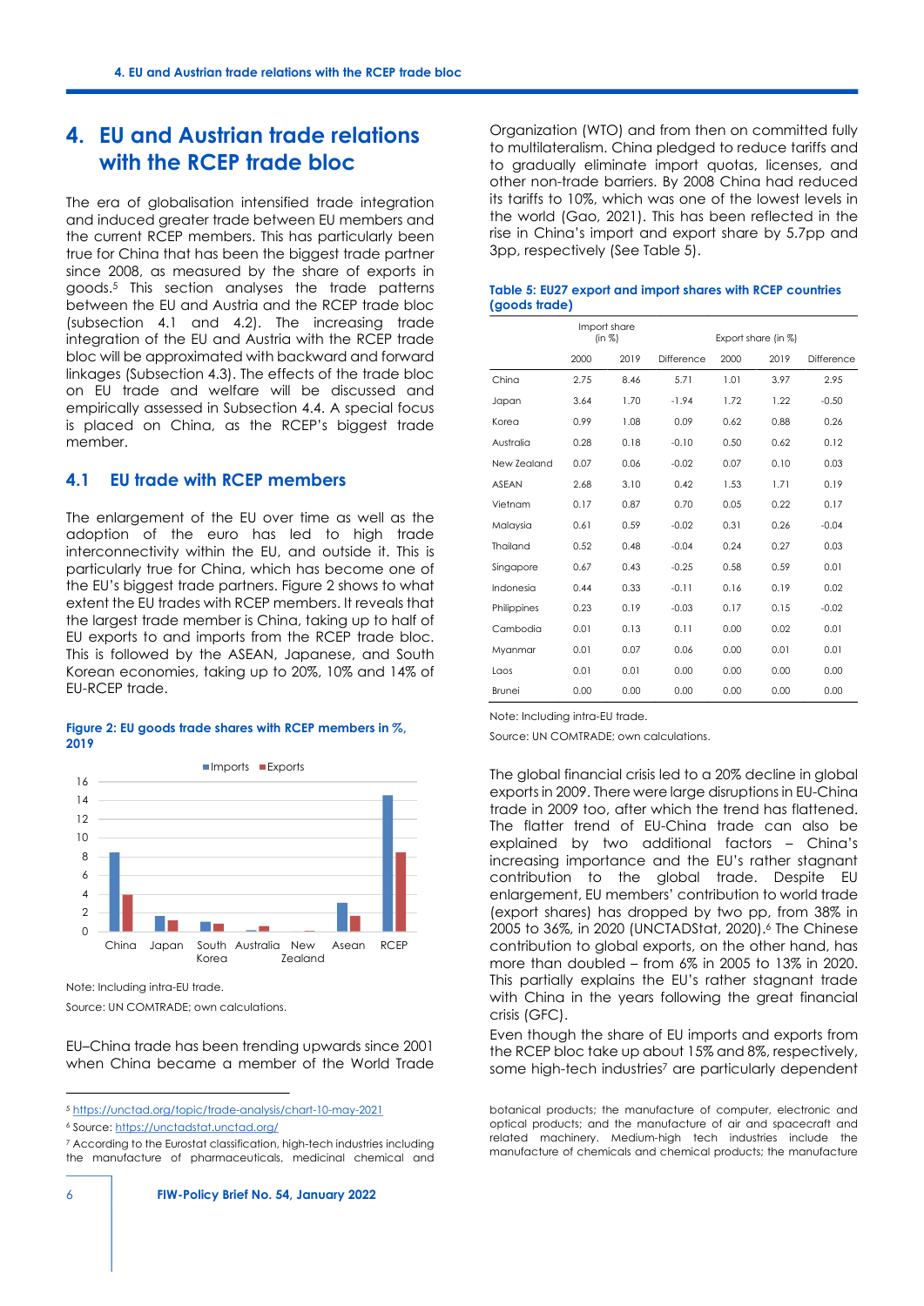# 4. EU and Austrian trade relations with the RCEP trade bloc

The era of globalisation intensified trade integration and induced greater trade between EU members and the current RCEP members. This has particularly been true for China that has been the biggest trade partner since 2008, as measured by the share of exports in goods.[5] This section analyses the trade patterns between the EU and Austria and the RCEP trade bloc (subsection 4.1 and 4.2). The increasing trade integration of the EU and Austria with the RCEP trade bloc will be approximated with backward and forward linkages (Subsection 4.3). The effects of the trade bloc on EU trade and welfare will be discussed and empirically assessed in Subsection 4.4. A special focus is placed on China, as the RCEP's biggest trade member.

## 4.1 EU trade with RCEP members

The enlargement of the EU over time as well as the adoption of the euro has led to high trade interconnectivity within the EU, and outside it. This is particularly true for China, which has become one of the EU's biggest trade partners. Figure 2 shows to what extent the EU trades with RCEP members. It reveals that the largest trade member is China, taking up to half of EU exports to and imports from the RCEP trade bloc. This is followed by the ASEAN, Japanese, and South Korean economies, taking up to 20%, 10% and 14% of EU-RCEP trade.

**Figure 2: EU goods trade shares with RCEP members in %, 2019**

Note: Including intra-EU trade.

Source: UN COMTRADE; own calculations.

EU–China trade has been trending upwards since 2001 when China became a member of the World Trade Organization (WTO) and from then on committed fully to multilateralism. China pledged to reduce tariffs and to gradually eliminate import quotas, licenses, and other non-trade barriers. By 2008 China had reduced its tariffs to 10%, which was one of the lowest levels in the world (Gao, 2021). This has been reflected in the rise in China's import and export share by 5.7pp and 3pp, respectively (See Table 5).

**Table 5: EU27 export and import shares with RCEP countries (goods trade)**

| | Import share (in %) | | | Export share (in %) | | |
|---|---|---|---|---|---|---|
| | 2000 | 2019 | Difference | 2000 | 2019 | Difference |
| China | 2.75 | 8.46 | 5.71 | 1.01 | 3.97 | 2.95 |
| Japan | 3.64 | 1.70 | -1.94 | 1.72 | 1.22 | -0.50 |
| Korea | 0.99 | 1.08 | 0.09 | 0.62 | 0.88 | 0.26 |
| Australia | 0.28 | 0.18 | -0.10 | 0.50 | 0.62 | 0.12 |
| New Zealand | 0.07 | 0.06 | -0.02 | 0.07 | 0.10 | 0.03 |
| ASEAN | 2.68 | 3.10 | 0.42 | 1.53 | 1.71 | 0.19 |
| Vietnam | 0.17 | 0.87 | 0.70 | 0.05 | 0.22 | 0.17 |
| Malaysia | 0.61 | 0.59 | -0.02 | 0.31 | 0.26 | -0.04 |
| Thailand | 0.52 | 0.48 | -0.04 | 0.24 | 0.27 | 0.03 |
| Singapore | 0.67 | 0.43 | -0.25 | 0.58 | 0.59 | 0.01 |
| Indonesia | 0.44 | 0.33 | -0.11 | 0.16 | 0.19 | 0.02 |
| Philippines | 0.23 | 0.19 | -0.03 | 0.17 | 0.15 | -0.02 |
| Cambodia | 0.01 | 0.13 | 0.11 | 0.00 | 0.02 | 0.01 |
| Myanmar | 0.01 | 0.07 | 0.06 | 0.00 | 0.01 | 0.01 |
| Laos | 0.01 | 0.01 | 0.00 | 0.00 | 0.00 | 0.00 |
| Brunei | 0.00 | 0.00 | 0.00 | 0.00 | 0.00 | 0.00 |

Note: Including intra-EU trade.

Source: UN COMTRADE; own calculations.

The global financial crisis led to a 20% decline in global exports in 2009. There were large disruptions in EU-China trade in 2009 too, after which the trend has flattened. The flatter trend of EU-China trade can also be explained by two additional factors – China's increasing importance and the EU's rather stagnant contribution to the global trade. Despite EU enlargement, EU members' contribution to world trade (export shares) has dropped by two pp, from 38% in 2005 to 36%, in 2020 (UNCTADStat, 2020).[6] The Chinese contribution to global exports, on the other hand, has more than doubled – from 6% in 2005 to 13% in 2020. This partially explains the EU's rather stagnant trade with China in the years following the great financial crisis (GFC).

Even though the share of EU imports and exports from the RCEP bloc take up about 15% and 8%, respectively, some high-tech industries[7] are particularly dependent

---

[5] https://unctad.org/topic/trade-analysis/chart-10-may-2021

[6] Source: https://unctadstat.unctad.org/

[7] According to the Eurostat classification, high-tech industries including the manufacture of pharmaceuticals, medicinal chemical and botanical products; the manufacture of computer, electronic and optical products; and the manufacture of air and spacecraft and related machinery. Medium-high tech industries include the manufacture of chemicals and chemical products; the manufacture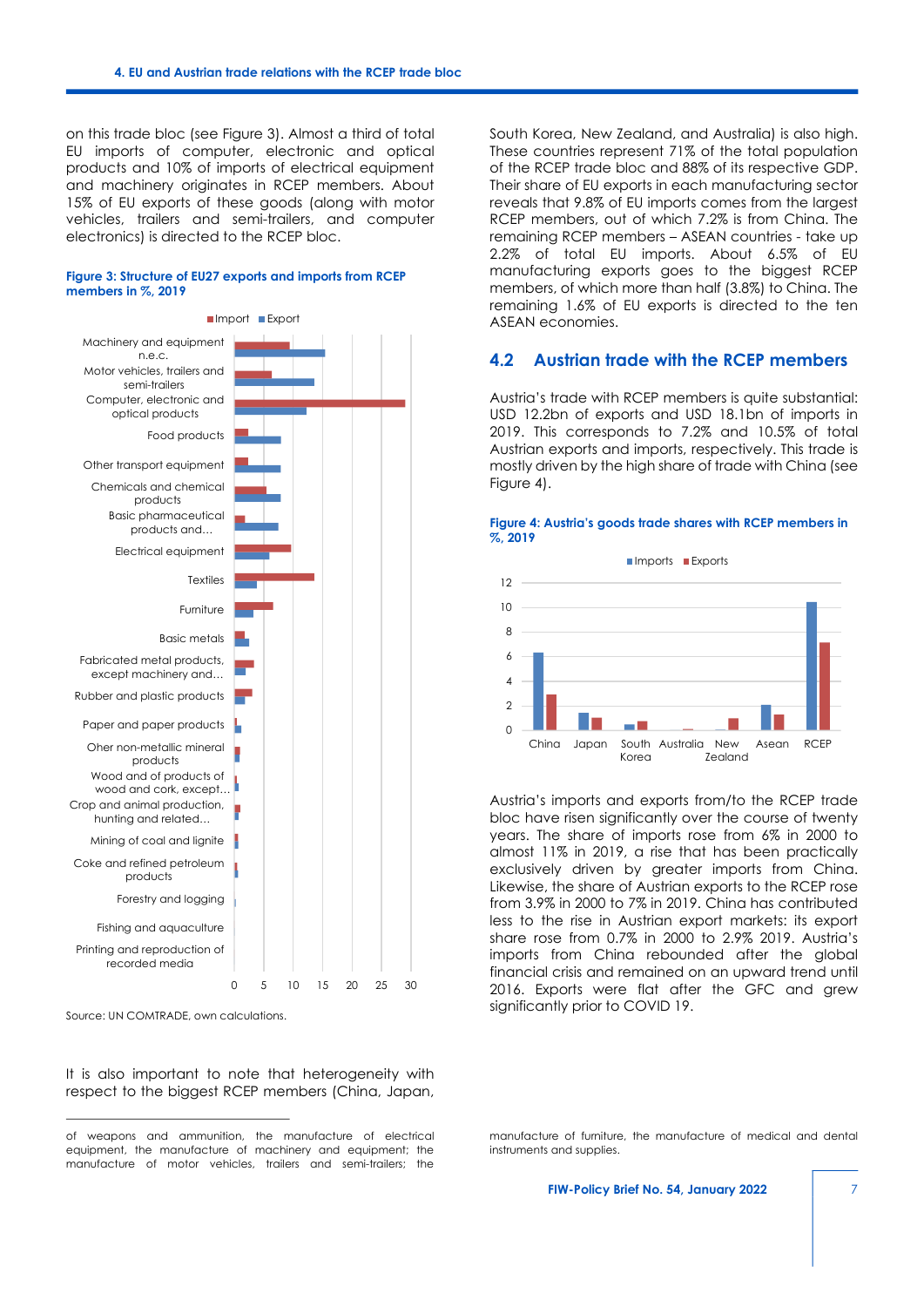on this trade bloc (see Figure 3). Almost a third of total EU imports of computer, electronic and optical products and 10% of imports of electrical equipment and machinery originates in RCEP members. About 15% of EU exports of these goods (along with motor vehicles, trailers and semi-trailers, and computer electronics) is directed to the RCEP bloc.

**Figure 3: Structure of EU27 exports and imports from RCEP members in %, 2019**

Source: UN COMTRADE, own calculations.

It is also important to note that heterogeneity with respect to the biggest RCEP members (China, Japan, South Korea, New Zealand, and Australia) is also high. These countries represent 71% of the total population of the RCEP trade bloc and 88% of its respective GDP. Their share of EU exports in each manufacturing sector reveals that 9.8% of EU imports comes from the largest RCEP members, out of which 7.2% is from China. The remaining RCEP members – ASEAN countries - take up 2.2% of total EU imports. About 6.5% of EU manufacturing exports goes to the biggest RCEP members, of which more than half (3.8%) to China. The remaining 1.6% of EU exports is directed to the ten ASEAN economies.

## 4.2 Austrian trade with the RCEP members

Austria's trade with RCEP members is quite substantial: USD 12.2bn of exports and USD 18.1bn of imports in 2019. This corresponds to 7.2% and 10.5% of total Austrian exports and imports, respectively. This trade is mostly driven by the high share of trade with China (see Figure 4).

**Figure 4: Austria's goods trade shares with RCEP members in %, 2019**

Austria's imports and exports from/to the RCEP trade bloc have risen significantly over the course of twenty years. The share of imports rose from 6% in 2000 to almost 11% in 2019, a rise that has been practically exclusively driven by greater imports from China. Likewise, the share of Austrian exports to the RCEP rose from 3.9% in 2000 to 7% in 2019. China has contributed less to the rise in Austrian export markets: its export share rose from 0.7% in 2000 to 2.9% 2019. Austria's imports from China rebounded after the global financial crisis and remained on an upward trend until 2016. Exports were flat after the GFC and grew significantly prior to COVID 19.

---

of weapons and ammunition, the manufacture of electrical equipment, the manufacture of machinery and equipment; the manufacture of motor vehicles, trailers and semi-trailers; the manufacture of furniture, the manufacture of medical and dental instruments and supplies.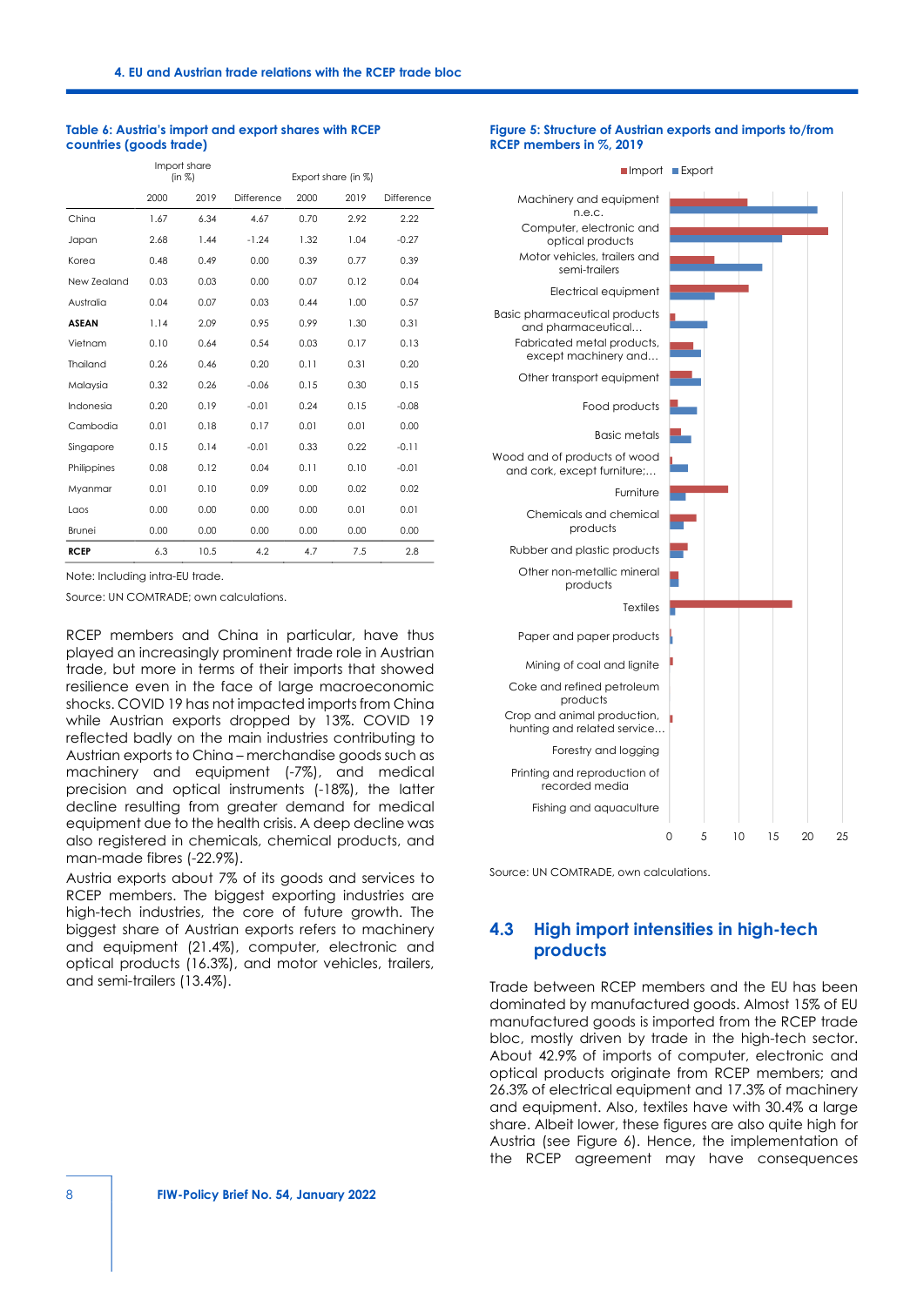**Table 6: Austria's import and export shares with RCEP countries (goods trade)**

| | Import share (in %) | | | Export share (in %) | | |
|---|---|---|---|---|---|---|
| | 2000 | 2019 | Difference | 2000 | 2019 | Difference |
| China | 1.67 | 6.34 | 4.67 | 0.70 | 2.92 | 2.22 |
| Japan | 2.68 | 1.44 | -1.24 | 1.32 | 1.04 | -0.27 |
| Korea | 0.48 | 0.49 | 0.00 | 0.39 | 0.77 | 0.39 |
| New Zealand | 0.03 | 0.03 | 0.00 | 0.07 | 0.12 | 0.04 |
| Australia | 0.04 | 0.07 | 0.03 | 0.44 | 1.00 | 0.57 |
| **ASEAN** | 1.14 | 2.09 | 0.95 | 0.99 | 1.30 | 0.31 |
| Vietnam | 0.10 | 0.64 | 0.54 | 0.03 | 0.17 | 0.13 |
| Thailand | 0.26 | 0.46 | 0.20 | 0.11 | 0.31 | 0.20 |
| Malaysia | 0.32 | 0.26 | -0.06 | 0.15 | 0.30 | 0.15 |
| Indonesia | 0.20 | 0.19 | -0.01 | 0.24 | 0.15 | -0.08 |
| Cambodia | 0.01 | 0.18 | 0.17 | 0.01 | 0.01 | 0.00 |
| Singapore | 0.15 | 0.14 | -0.01 | 0.33 | 0.22 | -0.11 |
| Philippines | 0.08 | 0.12 | 0.04 | 0.11 | 0.10 | -0.01 |
| Myanmar | 0.01 | 0.10 | 0.09 | 0.00 | 0.02 | 0.02 |
| Laos | 0.00 | 0.00 | 0.00 | 0.00 | 0.01 | 0.01 |
| Brunei | 0.00 | 0.00 | 0.00 | 0.00 | 0.00 | 0.00 |
| **RCEP** | 6.3 | 10.5 | 4.2 | 4.7 | 7.5 | 2.8 |

Note: Including intra-EU trade.

Source: UN COMTRADE; own calculations.

RCEP members and China in particular, have thus played an increasingly prominent trade role in Austrian trade, but more in terms of their imports that showed resilience even in the face of large macroeconomic shocks. COVID 19 has not impacted imports from China while Austrian exports dropped by 13%. COVID 19 reflected badly on the main industries contributing to Austrian exports to China – merchandise goods such as machinery and equipment (-7%), and medical precision and optical instruments (-18%), the latter decline resulting from greater demand for medical equipment due to the health crisis. A deep decline was also registered in chemicals, chemical products, and man-made fibres (-22.9%).

Austria exports about 7% of its goods and services to RCEP members. The biggest exporting industries are high-tech industries, the core of future growth. The biggest share of Austrian exports refers to machinery and equipment (21.4%), computer, electronic and optical products (16.3%), and motor vehicles, trailers, and semi-trailers (13.4%).

**Figure 5: Structure of Austrian exports and imports to/from RCEP members in %, 2019**

Source: UN COMTRADE, own calculations.

## 4.3 High import intensities in high-tech products

Trade between RCEP members and the EU has been dominated by manufactured goods. Almost 15% of EU manufactured goods is imported from the RCEP trade bloc, mostly driven by trade in the high-tech sector. About 42.9% of imports of computer, electronic and optical products originate from RCEP members; and 26.3% of electrical equipment and 17.3% of machinery and equipment. Also, textiles have with 30.4% a large share. Albeit lower, these figures are also quite high for Austria (see Figure 6). Hence, the implementation of the RCEP agreement may have consequences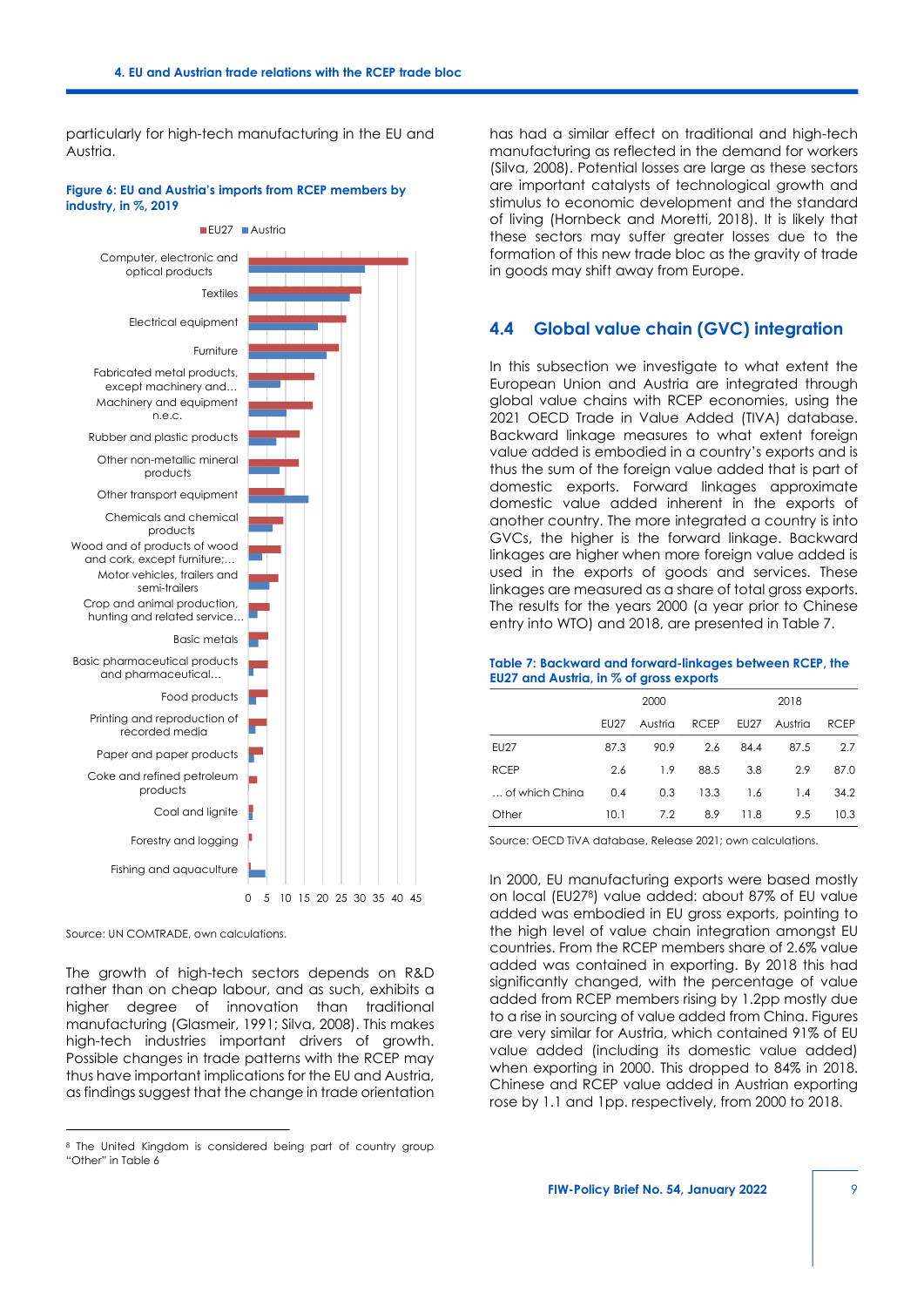particularly for high-tech manufacturing in the EU and Austria.

**Figure 6: EU and Austria's imports from RCEP members by industry, in %, 2019**

Source: UN COMTRADE, own calculations.

The growth of high-tech sectors depends on R&D rather than on cheap labour, and as such, exhibits a higher degree of innovation than traditional manufacturing (Glasmeir, 1991; Silva, 2008). This makes high-tech industries important drivers of growth. Possible changes in trade patterns with the RCEP may thus have important implications for the EU and Austria, as findings suggest that the change in trade orientation has had a similar effect on traditional and high-tech manufacturing as reflected in the demand for workers (Silva, 2008). Potential losses are large as these sectors are important catalysts of technological growth and stimulus to economic development and the standard of living (Hornbeck and Moretti, 2018). It is likely that these sectors may suffer greater losses due to the formation of this new trade bloc as the gravity of trade in goods may shift away from Europe.

## 4.4 Global value chain (GVC) integration

In this subsection we investigate to what extent the European Union and Austria are integrated through global value chains with RCEP economies, using the 2021 OECD Trade in Value Added (TIVA) database. Backward linkage measures to what extent foreign value added is embodied in a country's exports and is thus the sum of the foreign value added that is part of domestic exports. Forward linkages approximate domestic value added inherent in the exports of another country. The more integrated a country is into GVCs, the higher is the forward linkage. Backward linkages are higher when more foreign value added is used in the exports of goods and services. These linkages are measured as a share of total gross exports. The results for the years 2000 (a year prior to Chinese entry into WTO) and 2018, are presented in Table 7.

**Table 7: Backward and forward-linkages between RCEP, the EU27 and Austria, in % of gross exports**

| | 2000 | | | 2018 | | |
|---|---|---|---|---|---|---|
| | EU27 | Austria | RCEP | EU27 | Austria | RCEP |
| EU27 | 87.3 | 90.9 | 2.6 | 84.4 | 87.5 | 2.7 |
| RCEP | 2.6 | 1.9 | 88.5 | 3.8 | 2.9 | 87.0 |
| … of which China | 0.4 | 0.3 | 13.3 | 1.6 | 1.4 | 34.2 |
| Other | 10.1 | 7.2 | 8.9 | 11.8 | 9.5 | 10.3 |

Source: OECD TiVA database, Release 2021; own calculations.

In 2000, EU manufacturing exports were based mostly on local (EU27[8]) value added: about 87% of EU value added was embodied in EU gross exports, pointing to the high level of value chain integration amongst EU countries. From the RCEP members share of 2.6% value added was contained in exporting. By 2018 this had significantly changed, with the percentage of value added from RCEP members rising by 1.2pp mostly due to a rise in sourcing of value added from China. Figures are very similar for Austria, which contained 91% of EU value added (including its domestic value added) when exporting in 2000. This dropped to 84% in 2018. Chinese and RCEP value added in Austrian exporting rose by 1.1 and 1pp. respectively, from 2000 to 2018.

[8] The United Kingdom is considered being part of country group "Other" in Table 6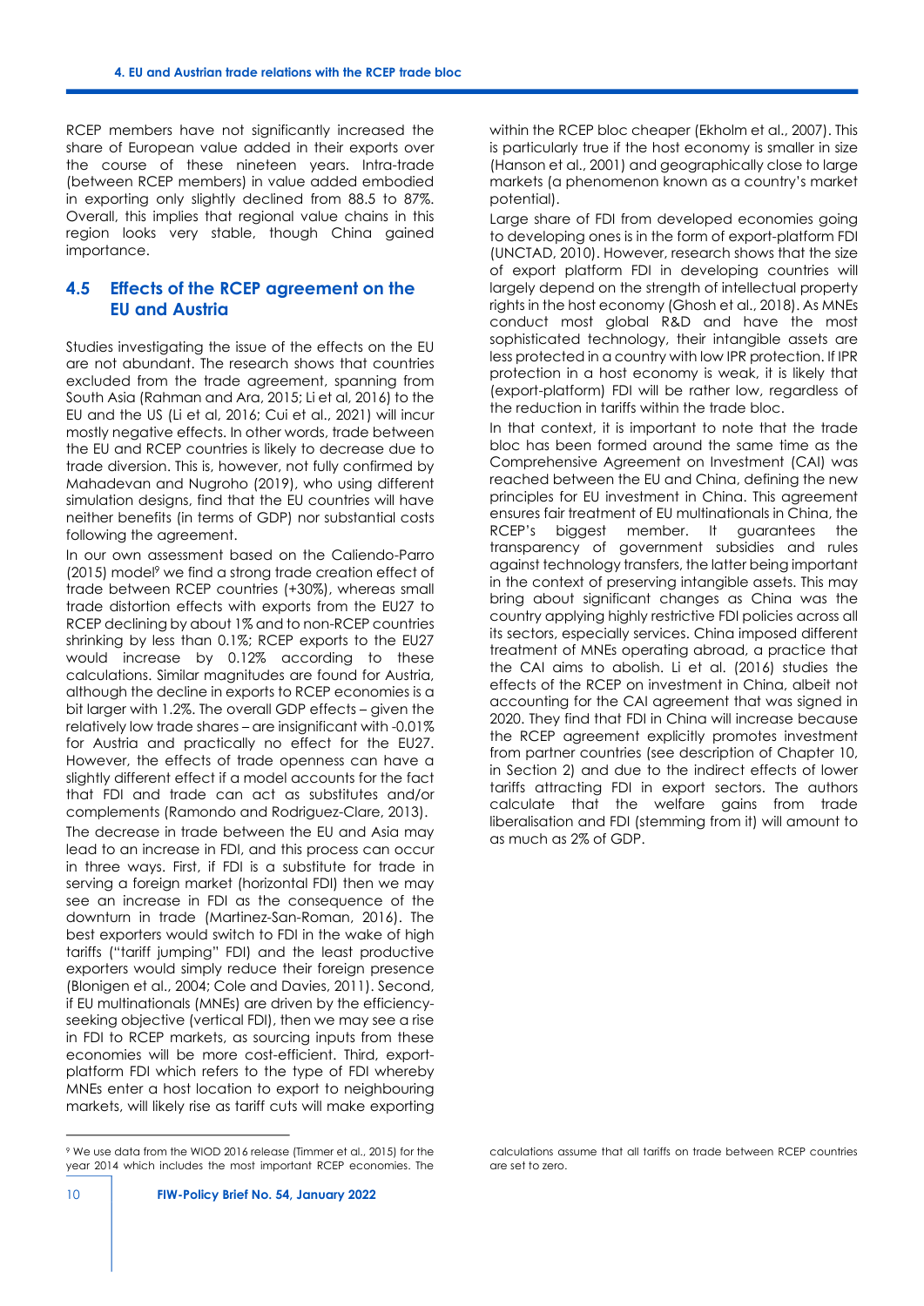RCEP members have not significantly increased the share of European value added in their exports over the course of these nineteen years. Intra-trade (between RCEP members) in value added embodied in exporting only slightly declined from 88.5 to 87%. Overall, this implies that regional value chains in this region looks very stable, though China gained importance.

## 4.5 Effects of the RCEP agreement on the EU and Austria

Studies investigating the issue of the effects on the EU are not abundant. The research shows that countries excluded from the trade agreement, spanning from South Asia (Rahman and Ara, 2015; Li et al, 2016) to the EU and the US (Li et al, 2016; Cui et al., 2021) will incur mostly negative effects. In other words, trade between the EU and RCEP countries is likely to decrease due to trade diversion. This is, however, not fully confirmed by Mahadevan and Nugroho (2019), who using different simulation designs, find that the EU countries will have neither benefits (in terms of GDP) nor substantial costs following the agreement.

In our own assessment based on the Caliendo-Parro (2015) model[9] we find a strong trade creation effect of trade between RCEP countries (+30%), whereas small trade distortion effects with exports from the EU27 to RCEP declining by about 1% and to non-RCEP countries shrinking by less than 0.1%; RCEP exports to the EU27 would increase by 0.12% according to these calculations. Similar magnitudes are found for Austria, although the decline in exports to RCEP economies is a bit larger with 1.2%. The overall GDP effects – given the relatively low trade shares – are insignificant with -0.01% for Austria and practically no effect for the EU27. However, the effects of trade openness can have a slightly different effect if a model accounts for the fact that FDI and trade can act as substitutes and/or complements (Ramondo and Rodriguez-Clare, 2013).

The decrease in trade between the EU and Asia may lead to an increase in FDI, and this process can occur in three ways. First, if FDI is a substitute for trade in serving a foreign market (horizontal FDI) then we may see an increase in FDI as the consequence of the downturn in trade (Martinez-San-Roman, 2016). The best exporters would switch to FDI in the wake of high tariffs ("tariff jumping" FDI) and the least productive exporters would simply reduce their foreign presence (Blonigen et al., 2004; Cole and Davies, 2011). Second, if EU multinationals (MNEs) are driven by the efficiency-seeking objective (vertical FDI), then we may see a rise in FDI to RCEP markets, as sourcing inputs from these economies will be more cost-efficient. Third, export-platform FDI which refers to the type of FDI whereby MNEs enter a host location to export to neighbouring markets, will likely rise as tariff cuts will make exporting within the RCEP bloc cheaper (Ekholm et al., 2007). This is particularly true if the host economy is smaller in size (Hanson et al., 2001) and geographically close to large markets (a phenomenon known as a country's market potential).

Large share of FDI from developed economies going to developing ones is in the form of export-platform FDI (UNCTAD, 2010). However, research shows that the size of export platform FDI in developing countries will largely depend on the strength of intellectual property rights in the host economy (Ghosh et al., 2018). As MNEs conduct most global R&D and have the most sophisticated technology, their intangible assets are less protected in a country with low IPR protection. If IPR protection in a host economy is weak, it is likely that (export-platform) FDI will be rather low, regardless of the reduction in tariffs within the trade bloc.

In that context, it is important to note that the trade bloc has been formed around the same time as the Comprehensive Agreement on Investment (CAI) was reached between the EU and China, defining the new principles for EU investment in China. This agreement ensures fair treatment of EU multinationals in China, the RCEP's biggest member. It guarantees the transparency of government subsidies and rules against technology transfers, the latter being important in the context of preserving intangible assets. This may bring about significant changes as China was the country applying highly restrictive FDI policies across all its sectors, especially services. China imposed different treatment of MNEs operating abroad, a practice that the CAI aims to abolish. Li et al. (2016) studies the effects of the RCEP on investment in China, albeit not accounting for the CAI agreement that was signed in 2020. They find that FDI in China will increase because the RCEP agreement explicitly promotes investment from partner countries (see description of Chapter 10, in Section 2) and due to the indirect effects of lower tariffs attracting FDI in export sectors. The authors calculate that the welfare gains from trade liberalisation and FDI (stemming from it) will amount to as much as 2% of GDP.

---

[9] We use data from the WIOD 2016 release (Timmer et al., 2015) for the year 2014 which includes the most important RCEP economies. The calculations assume that all tariffs on trade between RCEP countries are set to zero.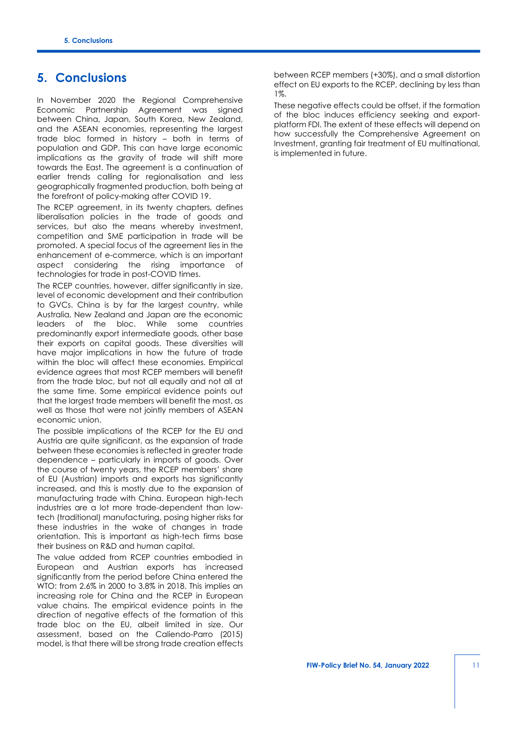# 5. Conclusions

In November 2020 the Regional Comprehensive Economic Partnership Agreement was signed between China, Japan, South Korea, New Zealand, and the ASEAN economies, representing the largest trade bloc formed in history – both in terms of population and GDP. This can have large economic implications as the gravity of trade will shift more towards the East. The agreement is a continuation of earlier trends calling for regionalisation and less geographically fragmented production, both being at the forefront of policy-making after COVID 19.

The RCEP agreement, in its twenty chapters, defines liberalisation policies in the trade of goods and services, but also the means whereby investment, competition and SME participation in trade will be promoted. A special focus of the agreement lies in the enhancement of e-commerce, which is an important aspect considering the rising importance of technologies for trade in post-COVID times.

The RCEP countries, however, differ significantly in size, level of economic development and their contribution to GVCs. China is by far the largest country, while Australia, New Zealand and Japan are the economic leaders of the bloc. While some countries predominantly export intermediate goods, other base their exports on capital goods. These diversities will have major implications in how the future of trade within the bloc will affect these economies. Empirical evidence agrees that most RCEP members will benefit from the trade bloc, but not all equally and not all at the same time. Some empirical evidence points out that the largest trade members will benefit the most, as well as those that were not jointly members of ASEAN economic union.

The possible implications of the RCEP for the EU and Austria are quite significant, as the expansion of trade between these economies is reflected in greater trade dependence – particularly in imports of goods. Over the course of twenty years, the RCEP members' share of EU (Austrian) imports and exports has significantly increased, and this is mostly due to the expansion of manufacturing trade with China. European high-tech industries are a lot more trade-dependent than low-tech (traditional) manufacturing, posing higher risks for these industries in the wake of changes in trade orientation. This is important as high-tech firms base their business on R&D and human capital.

The value added from RCEP countries embodied in European and Austrian exports has increased significantly from the period before China entered the WTO: from 2.6% in 2000 to 3.8% in 2018. This implies an increasing role for China and the RCEP in European value chains. The empirical evidence points in the direction of negative effects of the formation of this trade bloc on the EU, albeit limited in size. Our assessment, based on the Caliendo-Parro (2015) model, is that there will be strong trade creation effects between RCEP members (+30%), and a small distortion effect on EU exports to the RCEP, declining by less than 1%.

These negative effects could be offset, if the formation of the bloc induces efficiency seeking and export-platform FDI. The extent of these effects will depend on how successfully the Comprehensive Agreement on Investment, granting fair treatment of EU multinational, is implemented in future.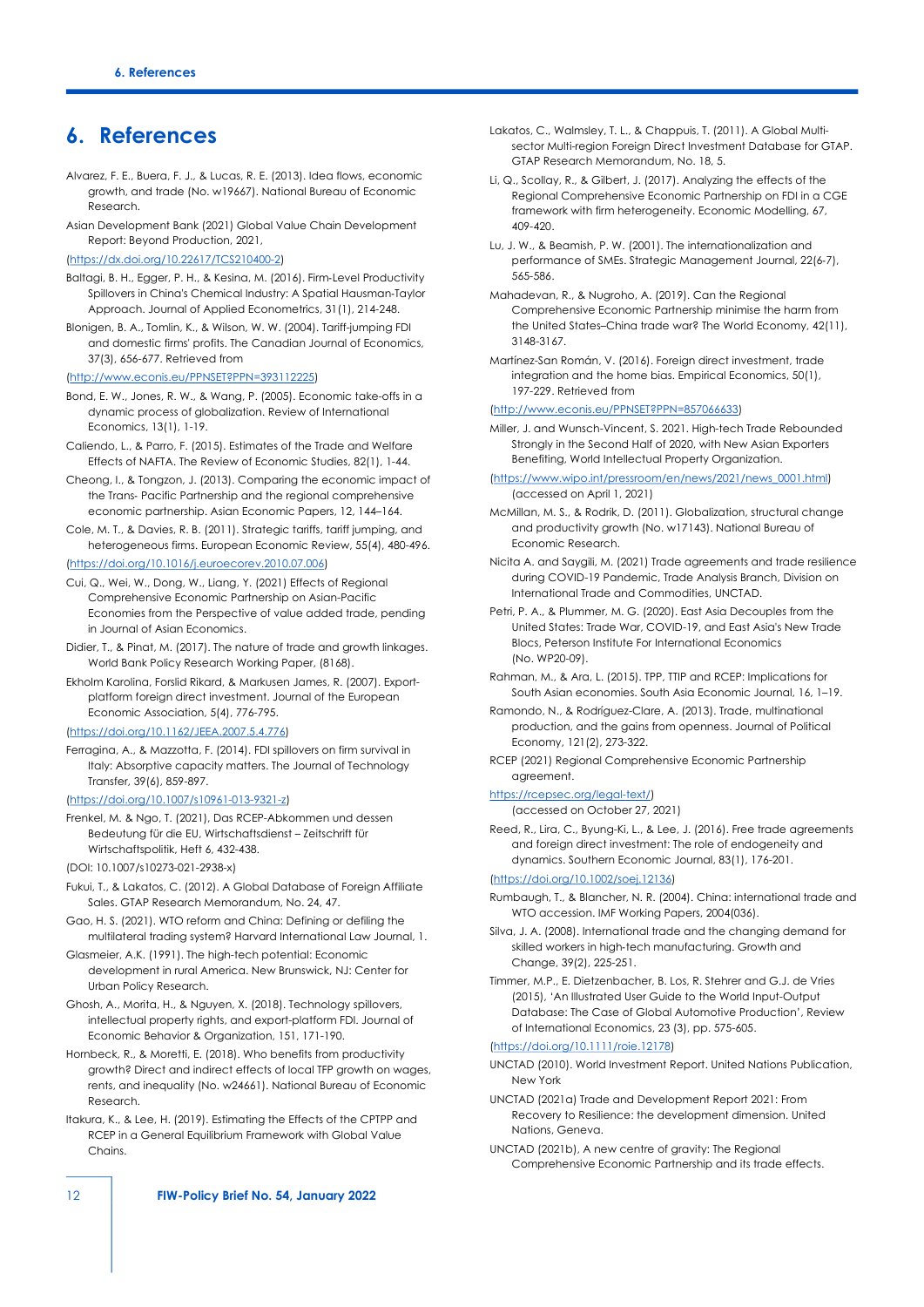# 6. References

Alvarez, F. E., Buera, F. J., & Lucas, R. E. (2013). Idea flows, economic growth, and trade (No. w19667). National Bureau of Economic Research.

Asian Development Bank (2021) Global Value Chain Development Report: Beyond Production, 2021, (https://dx.doi.org/10.22617/TCS210400-2)

Baltagi, B. H., Egger, P. H., & Kesina, M. (2016). Firm-Level Productivity Spillovers in China's Chemical Industry: A Spatial Hausman-Taylor Approach. Journal of Applied Econometrics, 31(1), 214-248.

Blonigen, B. A., Tomlin, K., & Wilson, W. W. (2004). Tariff-jumping FDI and domestic firms' profits. The Canadian Journal of Economics, 37(3), 656-677. Retrieved from (http://www.econis.eu/PPNSET?PPN=393112225)

Bond, E. W., Jones, R. W., & Wang, P. (2005). Economic take-offs in a dynamic process of globalization. Review of International Economics, 13(1), 1-19.

Caliendo, L., & Parro, F. (2015). Estimates of the Trade and Welfare Effects of NAFTA. The Review of Economic Studies, 82(1), 1-44.

Cheong, I., & Tongzon, J. (2013). Comparing the economic impact of the Trans- Pacific Partnership and the regional comprehensive economic partnership. Asian Economic Papers, 12, 144–164.

Cole, M. T., & Davies, R. B. (2011). Strategic tariffs, tariff jumping, and heterogeneous firms. European Economic Review, 55(4), 480-496. (https://doi.org/10.1016/j.euroecorev.2010.07.006)

Cui, Q., Wei, W., Dong, W., Liang, Y. (2021) Effects of Regional Comprehensive Economic Partnership on Asian-Pacific Economies from the Perspective of value added trade, pending in Journal of Asian Economics.

Didier, T., & Pinat, M. (2017). The nature of trade and growth linkages. World Bank Policy Research Working Paper, (8168).

Ekholm Karolina, Forslid Rikard, & Markusen James, R. (2007). Export-platform foreign direct investment. Journal of the European Economic Association, 5(4), 776-795. (https://doi.org/10.1162/JEEA.2007.5.4.776)

Ferragina, A., & Mazzotta, F. (2014). FDI spillovers on firm survival in Italy: Absorptive capacity matters. The Journal of Technology Transfer, 39(6), 859-897. (https://doi.org/10.1007/s10961-013-9321-z)

Frenkel, M. & Ngo, T. (2021), Das RCEP-Abkommen und dessen Bedeutung für die EU, Wirtschaftsdienst – Zeitschrift für Wirtschaftspolitik, Heft 6, 432-438. (DOI: 10.1007/s10273-021-2938-x)

Fukui, T., & Lakatos, C. (2012). A Global Database of Foreign Affiliate Sales. GTAP Research Memorandum, No. 24, 47.

Gao, H. S. (2021). WTO reform and China: Defining or defiling the multilateral trading system? Harvard International Law Journal, 1.

Glasmeier, A.K. (1991). The high-tech potential: Economic development in rural America. New Brunswick, NJ: Center for Urban Policy Research.

Ghosh, A., Morita, H., & Nguyen, X. (2018). Technology spillovers, intellectual property rights, and export-platform FDI. Journal of Economic Behavior & Organization, 151, 171-190.

Hornbeck, R., & Moretti, E. (2018). Who benefits from productivity growth? Direct and indirect effects of local TFP growth on wages, rents, and inequality (No. w24661). National Bureau of Economic Research.

Itakura, K., & Lee, H. (2019). Estimating the Effects of the CPTPP and RCEP in a General Equilibrium Framework with Global Value Chains.

Lakatos, C., Walmsley, T. L., & Chappuis, T. (2011). A Global Multi-sector Multi-region Foreign Direct Investment Database for GTAP. GTAP Research Memorandum, No. 18, 5.

Li, Q., Scollay, R., & Gilbert, J. (2017). Analyzing the effects of the Regional Comprehensive Economic Partnership on FDI in a CGE framework with firm heterogeneity. Economic Modelling, 67, 409-420.

Lu, J. W., & Beamish, P. W. (2001). The internationalization and performance of SMEs. Strategic Management Journal, 22(6-7), 565-586.

Mahadevan, R., & Nugroho, A. (2019). Can the Regional Comprehensive Economic Partnership minimise the harm from the United States–China trade war? The World Economy, 42(11), 3148-3167.

Martínez-San Román, V. (2016). Foreign direct investment, trade integration and the home bias. Empirical Economics, 50(1), 197-229. Retrieved from (http://www.econis.eu/PPNSET?PPN=857066633)

Miller, J. and Wunsch-Vincent, S. 2021. High-tech Trade Rebounded Strongly in the Second Half of 2020, with New Asian Exporters Benefiting, World Intellectual Property Organization. (https://www.wipo.int/pressroom/en/news/2021/news_0001.html) (accessed on April 1, 2021)

McMillan, M. S., & Rodrik, D. (2011). Globalization, structural change and productivity growth (No. w17143). National Bureau of Economic Research.

Nicita A. and Saygili, M. (2021) Trade agreements and trade resilience during COVID-19 Pandemic, Trade Analysis Branch, Division on International Trade and Commodities, UNCTAD.

Petri, P. A., & Plummer, M. G. (2020). East Asia Decouples from the United States: Trade War, COVID-19, and East Asia's New Trade Blocs, Peterson Institute For International Economics (No. WP20-09).

Rahman, M., & Ara, L. (2015). TPP, TTIP and RCEP: Implications for South Asian economies. South Asia Economic Journal, 16, 1–19.

Ramondo, N., & Rodríguez-Clare, A. (2013). Trade, multinational production, and the gains from openness. Journal of Political Economy, 121(2), 273-322.

RCEP (2021) Regional Comprehensive Economic Partnership agreement. https://rcepsec.org/legal-text/) (accessed on October 27, 2021)

Reed, R., Lira, C., Byung-Ki, L., & Lee, J. (2016). Free trade agreements and foreign direct investment: The role of endogeneity and dynamics. Southern Economic Journal, 83(1), 176-201. (https://doi.org/10.1002/soej.12136)

Rumbaugh, T., & Blancher, N. R. (2004). China: international trade and WTO accession. IMF Working Papers, 2004(036).

Silva, J. A. (2008). International trade and the changing demand for skilled workers in high-tech manufacturing. Growth and Change, 39(2), 225-251.

Timmer, M.P., E. Dietzenbacher, B. Los, R. Stehrer and G.J. de Vries (2015), 'An Illustrated User Guide to the World Input-Output Database: The Case of Global Automotive Production', Review of International Economics, 23 (3), pp. 575-605. (https://doi.org/10.1111/roie.12178)

UNCTAD (2010). World Investment Report. United Nations Publication, New York

UNCTAD (2021a) Trade and Development Report 2021: From Recovery to Resilience: the development dimension. United Nations, Geneva.

UNCTAD (2021b), A new centre of gravity: The Regional Comprehensive Economic Partnership and its trade effects.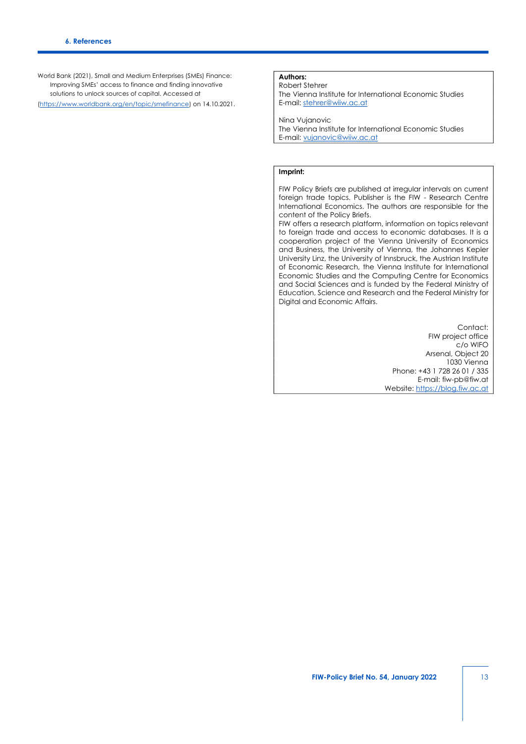## 6. References

World Bank (2021), Small and Medium Enterprises (SMEs) Finance: Improving SMEs' access to finance and finding innovative solutions to unlock sources of capital. Accessed at (https://www.worldbank.org/en/topic/smefinance) on 14.10.2021.

**Authors:**
Robert Stehrer
The Vienna Institute for International Economic Studies
E-mail: stehrer@wiiw.ac.at

Nina Vujanovic
The Vienna Institute for International Economic Studies
E-mail: vujanovic@wiiw.ac.at

**Imprint:**

FIW Policy Briefs are published at irregular intervals on current foreign trade topics. Publisher is the FIW - Research Centre International Economics. The authors are responsible for the content of the Policy Briefs.
FIW offers a research platform, information on topics relevant to foreign trade and access to economic databases. It is a cooperation project of the Vienna University of Economics and Business, the University of Vienna, the Johannes Kepler University Linz, the University of Innsbruck, the Austrian Institute of Economic Research, the Vienna Institute for International Economic Studies and the Computing Centre for Economics and Social Sciences and is funded by the Federal Ministry of Education, Science and Research and the Federal Ministry for Digital and Economic Affairs.

Contact:
FIW project office
c/o WIFO
Arsenal, Object 20
1030 Vienna
Phone: +43 1 728 26 01 / 335
E-mail: fiw-pb@fiw.at
Website: https://blog.fiw.ac.at